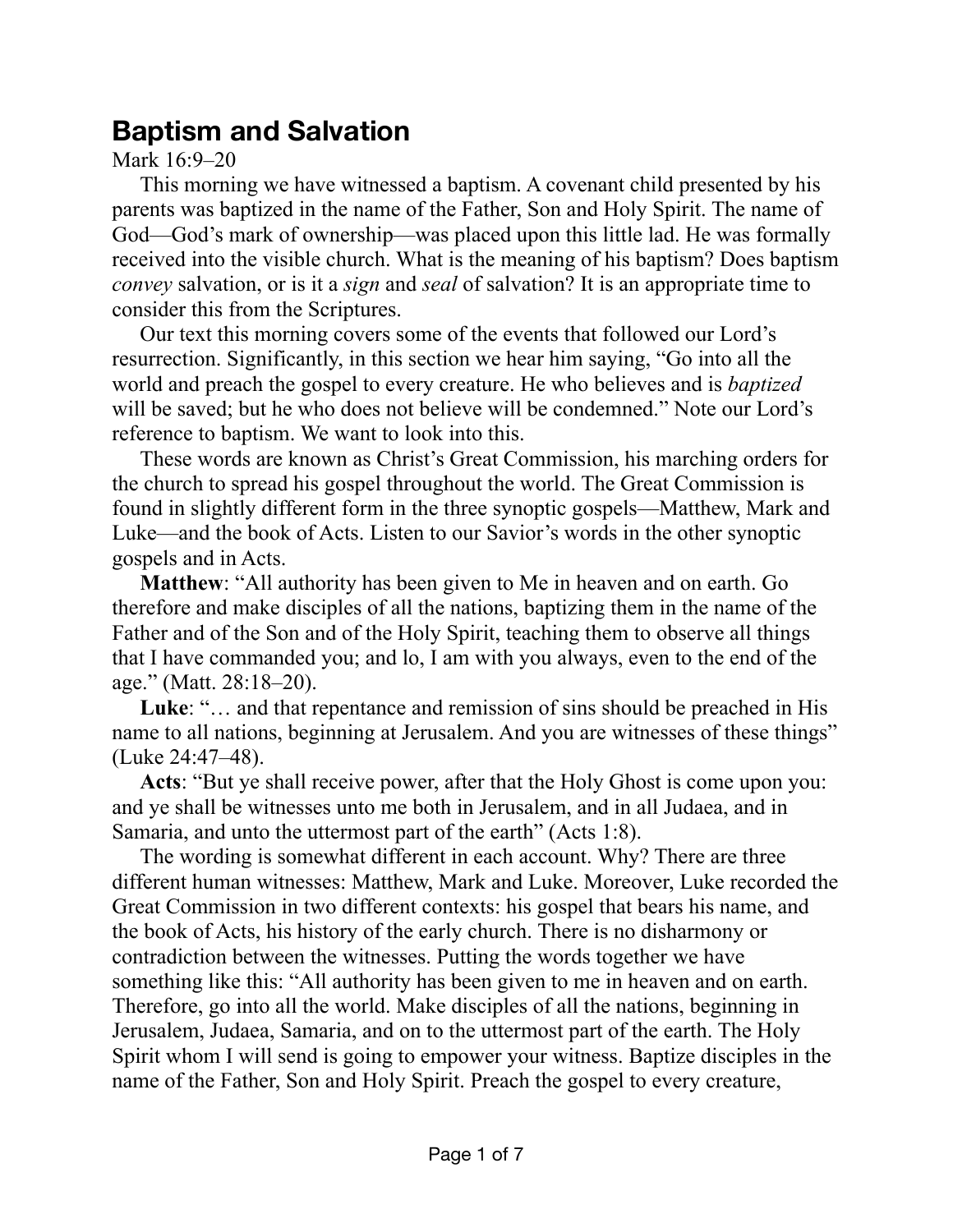# Baptism and Salvation

Mark 16:9–20

This morning we have witnessed a baptism. A covenant child presented by his parents was baptized in the name of the Father, Son and Holy Spirit. The name of God—God's mark of ownership—was placed upon this little lad. He was formally received into the visible church. What is the meaning of his baptism? Does baptism *convey* salvation, or is it a *sign* and *seal* of salvation? It is an appropriate time to consider this from the Scriptures.

Our text this morning covers some of the events that followed our Lord's resurrection. Significantly, in this section we hear him saying, "Go into all the world and preach the gospel to every creature. He who believes and is *baptized* will be saved; but he who does not believe will be condemned." Note our Lord's reference to baptism. We want to look into this.

These words are known as Christ's Great Commission, his marching orders for the church to spread his gospel throughout the world. The Great Commission is found in slightly different form in the three synoptic gospels—Matthew, Mark and Luke—and the book of Acts. Listen to our Savior's words in the other synoptic gospels and in Acts.

**Matthew**: "All authority has been given to Me in heaven and on earth. Go therefore and make disciples of all the nations, baptizing them in the name of the Father and of the Son and of the Holy Spirit, teaching them to observe all things that I have commanded you; and lo, I am with you always, even to the end of the age." (Matt. 28:18–20).

**Luke**: "… and that repentance and remission of sins should be preached in His name to all nations, beginning at Jerusalem. And you are witnesses of these things" (Luke 24:47–48).

**Acts**: "But ye shall receive power, after that the Holy Ghost is come upon you: and ye shall be witnesses unto me both in Jerusalem, and in all Judaea, and in Samaria, and unto the uttermost part of the earth" (Acts 1:8).

The wording is somewhat different in each account. Why? There are three different human witnesses: Matthew, Mark and Luke. Moreover, Luke recorded the Great Commission in two different contexts: his gospel that bears his name, and the book of Acts, his history of the early church. There is no disharmony or contradiction between the witnesses. Putting the words together we have something like this: "All authority has been given to me in heaven and on earth. Therefore, go into all the world. Make disciples of all the nations, beginning in Jerusalem, Judaea, Samaria, and on to the uttermost part of the earth. The Holy Spirit whom I will send is going to empower your witness. Baptize disciples in the name of the Father, Son and Holy Spirit. Preach the gospel to every creature,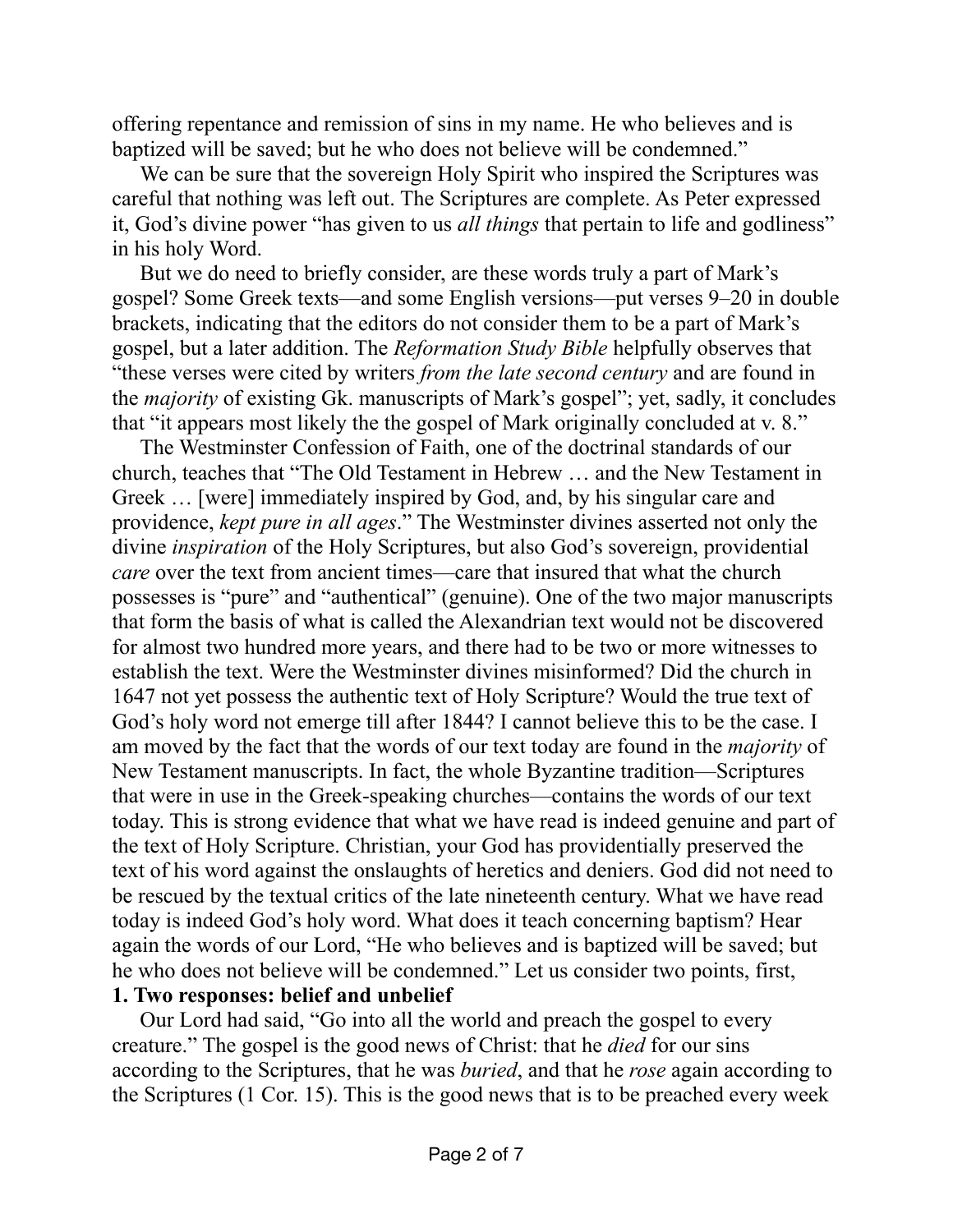offering repentance and remission of sins in my name. He who believes and is baptized will be saved; but he who does not believe will be condemned."

We can be sure that the sovereign Holy Spirit who inspired the Scriptures was careful that nothing was left out. The Scriptures are complete. As Peter expressed it, God's divine power "has given to us *all things* that pertain to life and godliness" in his holy Word.

But we do need to briefly consider, are these words truly a part of Mark's gospel? Some Greek texts—and some English versions—put verses 9–20 in double brackets, indicating that the editors do not consider them to be a part of Mark's gospel, but a later addition. The *Reformation Study Bible* helpfully observes that "these verses were cited by writers *from the late second century* and are found in the *majority* of existing Gk. manuscripts of Mark's gospel"; yet, sadly, it concludes that "it appears most likely the the gospel of Mark originally concluded at v. 8."

The Westminster Confession of Faith, one of the doctrinal standards of our church, teaches that "The Old Testament in Hebrew … and the New Testament in Greek … [were] immediately inspired by God, and, by his singular care and providence, *kept pure in all ages*." The Westminster divines asserted not only the divine *inspiration* of the Holy Scriptures, but also God's sovereign, providential *care* over the text from ancient times—care that insured that what the church possesses is "pure" and "authentical" (genuine). One of the two major manuscripts that form the basis of what is called the Alexandrian text would not be discovered for almost two hundred more years, and there had to be two or more witnesses to establish the text. Were the Westminster divines misinformed? Did the church in 1647 not yet possess the authentic text of Holy Scripture? Would the true text of God's holy word not emerge till after 1844? I cannot believe this to be the case. I am moved by the fact that the words of our text today are found in the *majority* of New Testament manuscripts. In fact, the whole Byzantine tradition—Scriptures that were in use in the Greek-speaking churches—contains the words of our text today. This is strong evidence that what we have read is indeed genuine and part of the text of Holy Scripture. Christian, your God has providentially preserved the text of his word against the onslaughts of heretics and deniers. God did not need to be rescued by the textual critics of the late nineteenth century. What we have read today is indeed God's holy word. What does it teach concerning baptism? Hear again the words of our Lord, "He who believes and is baptized will be saved; but he who does not believe will be condemned." Let us consider two points, first,

**1. Two responses: belief and unbelief**

Our Lord had said, "Go into all the world and preach the gospel to every creature." The gospel is the good news of Christ: that he *died* for our sins according to the Scriptures, that he was *buried*, and that he *rose* again according to the Scriptures (1 Cor. 15). This is the good news that is to be preached every week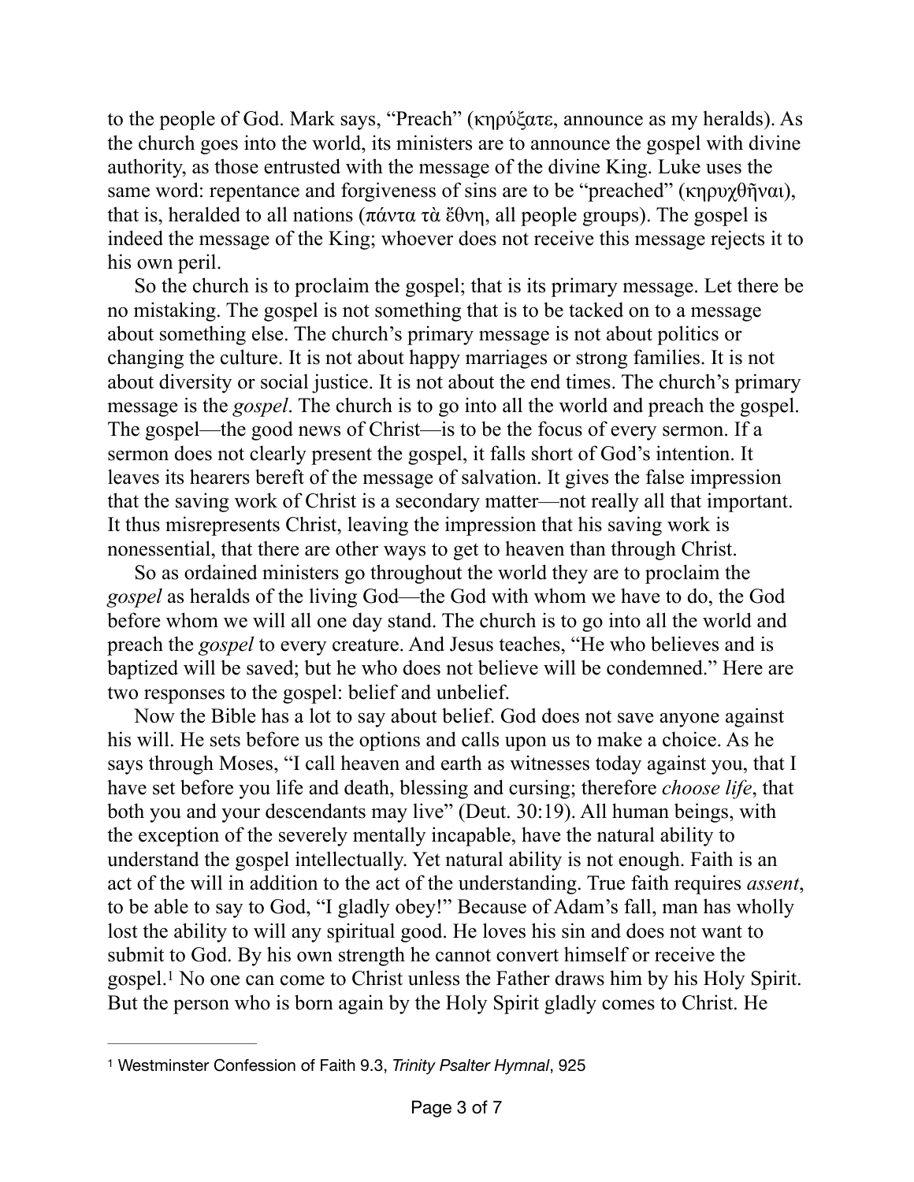to the people of God. Mark says, "Preach" (κηρύξατε, announce as my heralds). As the church goes into the world, its ministers are to announce the gospel with divine authority, as those entrusted with the message of the divine King. Luke uses the same word: repentance and forgiveness of sins are to be "preached" (κηρυχθῆναι), that is, heralded to all nations (πάντα τὰ ἔθνη, all people groups). The gospel is indeed the message of the King; whoever does not receive this message rejects it to his own peril.

So the church is to proclaim the gospel; that is its primary message. Let there be no mistaking. The gospel is not something that is to be tacked on to a message about something else. The church's primary message is not about politics or changing the culture. It is not about happy marriages or strong families. It is not about diversity or social justice. It is not about the end times. The church's primary message is the *gospel*. The church is to go into all the world and preach the gospel. The gospel—the good news of Christ—is to be the focus of every sermon. If a sermon does not clearly present the gospel, it falls short of God's intention. It leaves its hearers bereft of the message of salvation. It gives the false impression that the saving work of Christ is a secondary matter—not really all that important. It thus misrepresents Christ, leaving the impression that his saving work is nonessential, that there are other ways to get to heaven than through Christ.

So as ordained ministers go throughout the world they are to proclaim the *gospel* as heralds of the living God—the God with whom we have to do, the God before whom we will all one day stand. The church is to go into all the world and preach the *gospel* to every creature. And Jesus teaches, "He who believes and is baptized will be saved; but he who does not believe will be condemned." Here are two responses to the gospel: belief and unbelief.

Now the Bible has a lot to say about belief. God does not save anyone against his will. He sets before us the options and calls upon us to make a choice. As he says through Moses, "I call heaven and earth as witnesses today against you, that I have set before you life and death, blessing and cursing; therefore *choose life*, that both you and your descendants may live" (Deut. 30:19). All human beings, with the exception of the severely mentally incapable, have the natural ability to understand the gospel intellectually. Yet natural ability is not enough. Faith is an act of the will in addition to the act of the understanding. True faith requires *assent*, to be able to say to God, "I gladly obey!" Because of Adam's fall, man has wholly lost the ability to will any spiritual good. He loves his sin and does not want to submit to God. By his own strength he cannot convert himself or receive the gospel.[1] No one can come to Christ unless the Father draws him by his Holy Spirit. But the person who is born again by the Holy Spirit gladly comes to Christ. He

---

[1] Westminster Confession of Faith 9.3, *Trinity Psalter Hymnal*, 925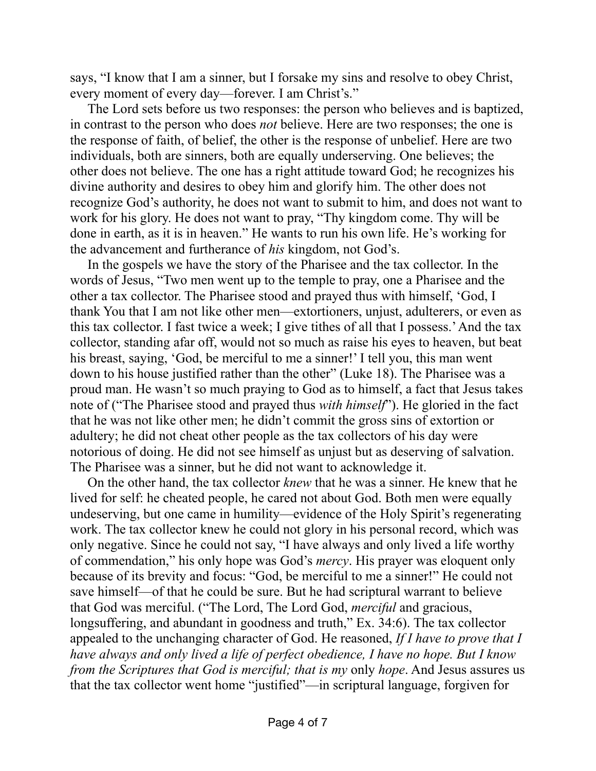says, "I know that I am a sinner, but I forsake my sins and resolve to obey Christ, every moment of every day—forever. I am Christ's."

The Lord sets before us two responses: the person who believes and is baptized, in contrast to the person who does *not* believe. Here are two responses; the one is the response of faith, of belief, the other is the response of unbelief. Here are two individuals, both are sinners, both are equally underserving. One believes; the other does not believe. The one has a right attitude toward God; he recognizes his divine authority and desires to obey him and glorify him. The other does not recognize God's authority, he does not want to submit to him, and does not want to work for his glory. He does not want to pray, "Thy kingdom come. Thy will be done in earth, as it is in heaven." He wants to run his own life. He's working for the advancement and furtherance of *his* kingdom, not God's.

In the gospels we have the story of the Pharisee and the tax collector. In the words of Jesus, "Two men went up to the temple to pray, one a Pharisee and the other a tax collector. The Pharisee stood and prayed thus with himself, 'God, I thank You that I am not like other men—extortioners, unjust, adulterers, or even as this tax collector. I fast twice a week; I give tithes of all that I possess.' And the tax collector, standing afar off, would not so much as raise his eyes to heaven, but beat his breast, saying, 'God, be merciful to me a sinner!' I tell you, this man went down to his house justified rather than the other" (Luke 18). The Pharisee was a proud man. He wasn't so much praying to God as to himself, a fact that Jesus takes note of ("The Pharisee stood and prayed thus *with himself*"). He gloried in the fact that he was not like other men; he didn't commit the gross sins of extortion or adultery; he did not cheat other people as the tax collectors of his day were notorious of doing. He did not see himself as unjust but as deserving of salvation. The Pharisee was a sinner, but he did not want to acknowledge it.

On the other hand, the tax collector *knew* that he was a sinner. He knew that he lived for self: he cheated people, he cared not about God. Both men were equally undeserving, but one came in humility—evidence of the Holy Spirit's regenerating work. The tax collector knew he could not glory in his personal record, which was only negative. Since he could not say, "I have always and only lived a life worthy of commendation," his only hope was God's *mercy*. His prayer was eloquent only because of its brevity and focus: "God, be merciful to me a sinner!" He could not save himself—of that he could be sure. But he had scriptural warrant to believe that God was merciful. ("The Lord, The Lord God, *merciful* and gracious, longsuffering, and abundant in goodness and truth," Ex. 34:6). The tax collector appealed to the unchanging character of God. He reasoned, *If I have to prove that I have always and only lived a life of perfect obedience, I have no hope. But I know from the Scriptures that God is merciful; that is my* only *hope*. And Jesus assures us that the tax collector went home "justified"—in scriptural language, forgiven for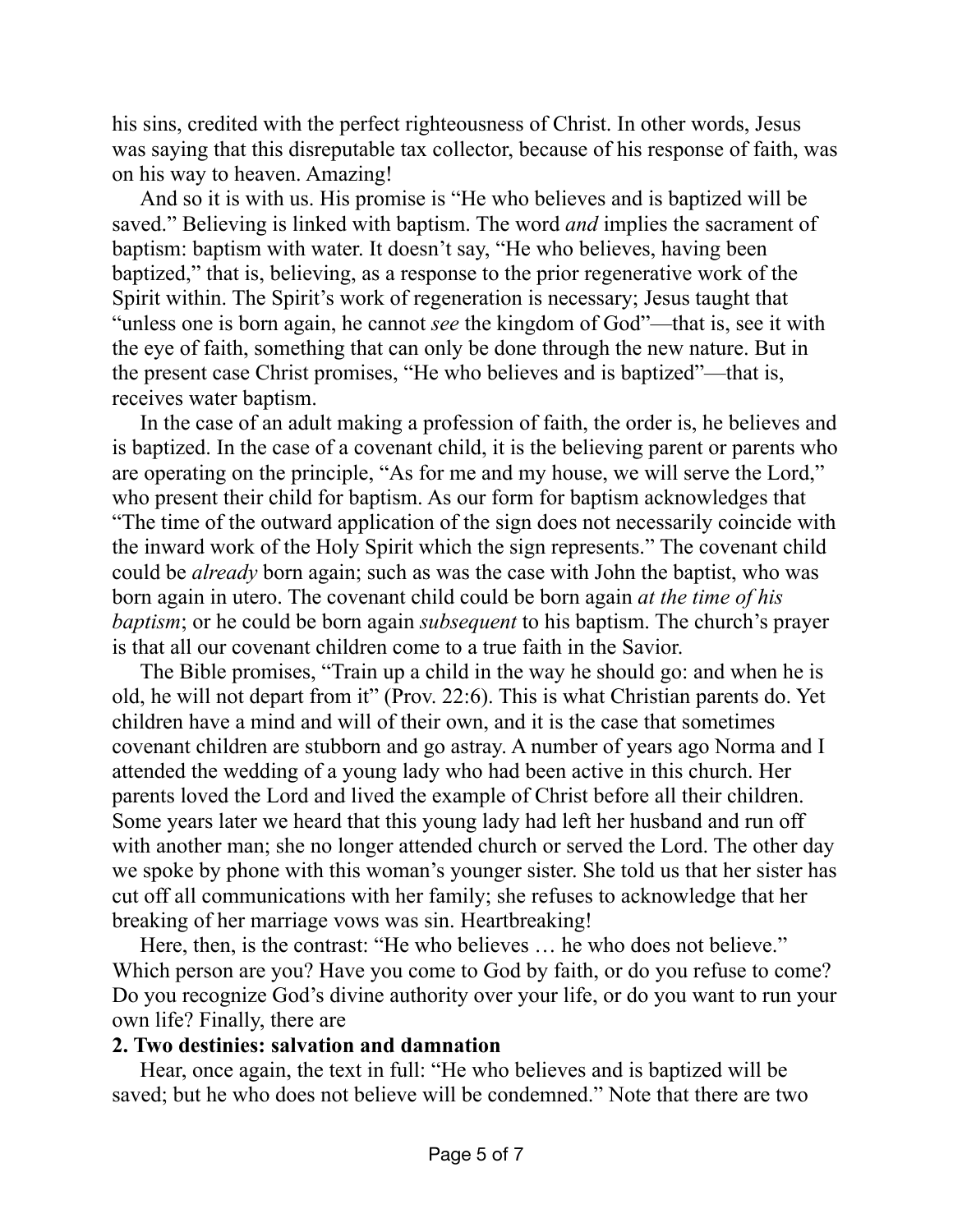his sins, credited with the perfect righteousness of Christ. In other words, Jesus was saying that this disreputable tax collector, because of his response of faith, was on his way to heaven. Amazing!

And so it is with us. His promise is "He who believes and is baptized will be saved." Believing is linked with baptism. The word *and* implies the sacrament of baptism: baptism with water. It doesn't say, "He who believes, having been baptized," that is, believing, as a response to the prior regenerative work of the Spirit within. The Spirit's work of regeneration is necessary; Jesus taught that "unless one is born again, he cannot *see* the kingdom of God"—that is, see it with the eye of faith, something that can only be done through the new nature. But in the present case Christ promises, "He who believes and is baptized"—that is, receives water baptism.

In the case of an adult making a profession of faith, the order is, he believes and is baptized. In the case of a covenant child, it is the believing parent or parents who are operating on the principle, "As for me and my house, we will serve the Lord," who present their child for baptism. As our form for baptism acknowledges that "The time of the outward application of the sign does not necessarily coincide with the inward work of the Holy Spirit which the sign represents." The covenant child could be *already* born again; such as was the case with John the baptist, who was born again in utero. The covenant child could be born again *at the time of his baptism*; or he could be born again *subsequent* to his baptism. The church's prayer is that all our covenant children come to a true faith in the Savior.

The Bible promises, "Train up a child in the way he should go: and when he is old, he will not depart from it" (Prov. 22:6). This is what Christian parents do. Yet children have a mind and will of their own, and it is the case that sometimes covenant children are stubborn and go astray. A number of years ago Norma and I attended the wedding of a young lady who had been active in this church. Her parents loved the Lord and lived the example of Christ before all their children. Some years later we heard that this young lady had left her husband and run off with another man; she no longer attended church or served the Lord. The other day we spoke by phone with this woman's younger sister. She told us that her sister has cut off all communications with her family; she refuses to acknowledge that her breaking of her marriage vows was sin. Heartbreaking!

Here, then, is the contrast: "He who believes … he who does not believe." Which person are you? Have you come to God by faith, or do you refuse to come? Do you recognize God's divine authority over your life, or do you want to run your own life? Finally, there are

**2. Two destinies: salvation and damnation**

Hear, once again, the text in full: "He who believes and is baptized will be saved; but he who does not believe will be condemned." Note that there are two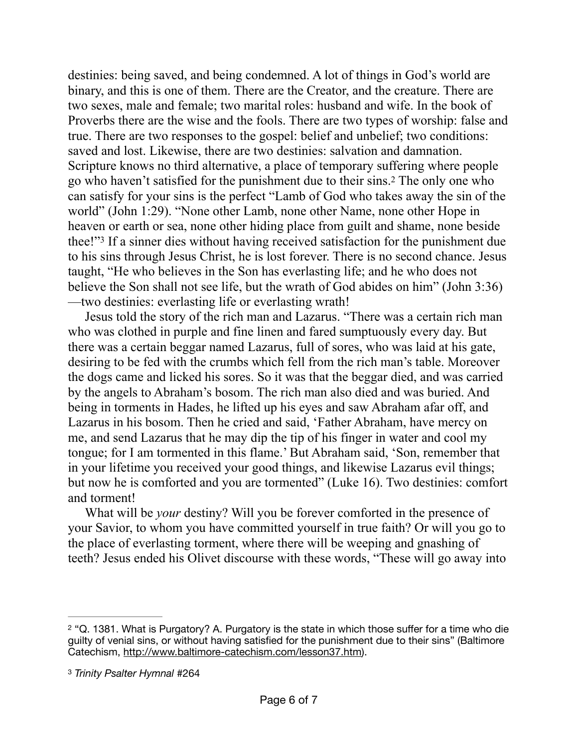destinies: being saved, and being condemned. A lot of things in God's world are binary, and this is one of them. There are the Creator, and the creature. There are two sexes, male and female; two marital roles: husband and wife. In the book of Proverbs there are the wise and the fools. There are two types of worship: false and true. There are two responses to the gospel: belief and unbelief; two conditions: saved and lost. Likewise, there are two destinies: salvation and damnation. Scripture knows no third alternative, a place of temporary suffering where people go who haven't satisfied for the punishment due to their sins.[2] The only one who can satisfy for your sins is the perfect "Lamb of God who takes away the sin of the world" (John 1:29). "None other Lamb, none other Name, none other Hope in heaven or earth or sea, none other hiding place from guilt and shame, none beside thee!"[3] If a sinner dies without having received satisfaction for the punishment due to his sins through Jesus Christ, he is lost forever. There is no second chance. Jesus taught, "He who believes in the Son has everlasting life; and he who does not believe the Son shall not see life, but the wrath of God abides on him" (John 3:36)—two destinies: everlasting life or everlasting wrath!

Jesus told the story of the rich man and Lazarus. "There was a certain rich man who was clothed in purple and fine linen and fared sumptuously every day. But there was a certain beggar named Lazarus, full of sores, who was laid at his gate, desiring to be fed with the crumbs which fell from the rich man's table. Moreover the dogs came and licked his sores. So it was that the beggar died, and was carried by the angels to Abraham's bosom. The rich man also died and was buried. And being in torments in Hades, he lifted up his eyes and saw Abraham afar off, and Lazarus in his bosom. Then he cried and said, 'Father Abraham, have mercy on me, and send Lazarus that he may dip the tip of his finger in water and cool my tongue; for I am tormented in this flame.' But Abraham said, 'Son, remember that in your lifetime you received your good things, and likewise Lazarus evil things; but now he is comforted and you are tormented" (Luke 16). Two destinies: comfort and torment!

What will be *your* destiny? Will you be forever comforted in the presence of your Savior, to whom you have committed yourself in true faith? Or will you go to the place of everlasting torment, where there will be weeping and gnashing of teeth? Jesus ended his Olivet discourse with these words, "These will go away into

---

[2] "Q. 1381. What is Purgatory? A. Purgatory is the state in which those suffer for a time who die guilty of venial sins, or without having satisfied for the punishment due to their sins" (Baltimore Catechism, http://www.baltimore-catechism.com/lesson37.htm).

[3] *Trinity Psalter Hymnal* #264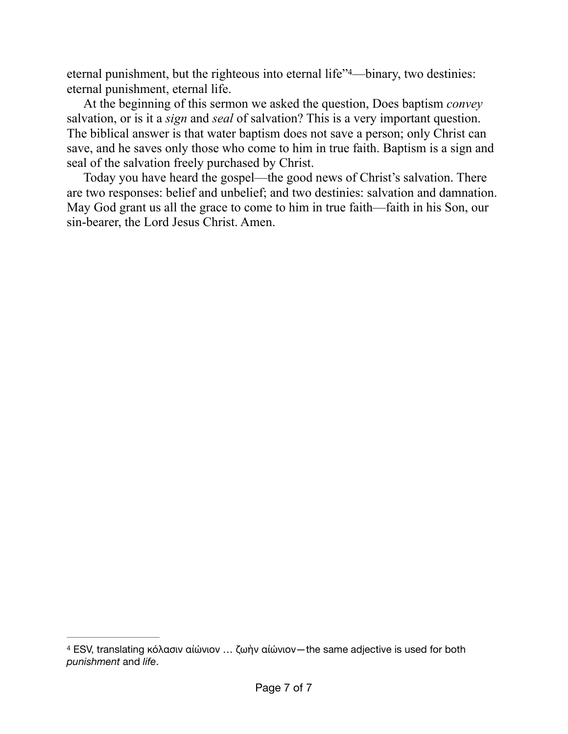eternal punishment, but the righteous into eternal life"[4]—binary, two destinies: eternal punishment, eternal life.

At the beginning of this sermon we asked the question, Does baptism *convey* salvation, or is it a *sign* and *seal* of salvation? This is a very important question. The biblical answer is that water baptism does not save a person; only Christ can save, and he saves only those who come to him in true faith. Baptism is a sign and seal of the salvation freely purchased by Christ.

Today you have heard the gospel—the good news of Christ's salvation. There are two responses: belief and unbelief; and two destinies: salvation and damnation. May God grant us all the grace to come to him in true faith—faith in his Son, our sin-bearer, the Lord Jesus Christ. Amen.

---

[4] ESV, translating κόλασιν αἰώνιον … ζωὴν αἰώνιον—the same adjective is used for both *punishment* and *life*.